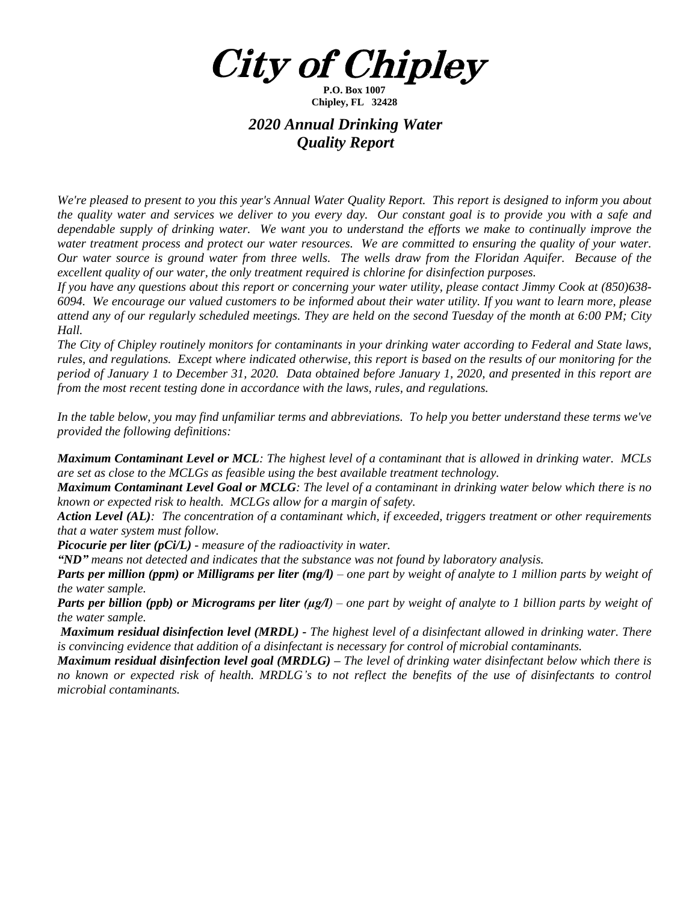# City of Chipley

**P.O. Box 1007**
**Chipley, FL 32428**

## *2020 Annual Drinking Water Quality Report*

*We're pleased to present to you this year's Annual Water Quality Report. This report is designed to inform you about the quality water and services we deliver to you every day. Our constant goal is to provide you with a safe and dependable supply of drinking water. We want you to understand the efforts we make to continually improve the water treatment process and protect our water resources. We are committed to ensuring the quality of your water. Our water source is ground water from three wells. The wells draw from the Floridan Aquifer. Because of the excellent quality of our water, the only treatment required is chlorine for disinfection purposes.*

*If you have any questions about this report or concerning your water utility, please contact Jimmy Cook at (850)638-6094. We encourage our valued customers to be informed about their water utility. If you want to learn more, please attend any of our regularly scheduled meetings. They are held on the second Tuesday of the month at 6:00 PM; City Hall.*

*The City of Chipley routinely monitors for contaminants in your drinking water according to Federal and State laws, rules, and regulations. Except where indicated otherwise, this report is based on the results of our monitoring for the period of January 1 to December 31, 2020. Data obtained before January 1, 2020, and presented in this report are from the most recent testing done in accordance with the laws, rules, and regulations.*

*In the table below, you may find unfamiliar terms and abbreviations. To help you better understand these terms we've provided the following definitions:*

***Maximum Contaminant Level or MCL**: The highest level of a contaminant that is allowed in drinking water. MCLs are set as close to the MCLGs as feasible using the best available treatment technology.*

***Maximum Contaminant Level Goal or MCLG**: The level of a contaminant in drinking water below which there is no known or expected risk to health. MCLGs allow for a margin of safety.*

***Action Level (AL)**: The concentration of a contaminant which, if exceeded, triggers treatment or other requirements that a water system must follow.*

***Picocurie per liter (pCi/L)** - measure of the radioactivity in water.*

***"ND"** means not detected and indicates that the substance was not found by laboratory analysis.*

***Parts per million (ppm) or Milligrams per liter (mg/l)** – one part by weight of analyte to 1 million parts by weight of the water sample.*

***Parts per billion (ppb) or Micrograms per liter (µg/l)** – one part by weight of analyte to 1 billion parts by weight of the water sample.*

***Maximum residual disinfection level (MRDL)** - The highest level of a disinfectant allowed in drinking water. There is convincing evidence that addition of a disinfectant is necessary for control of microbial contaminants.*

***Maximum residual disinfection level goal (MRDLG)** – The level of drinking water disinfectant below which there is no known or expected risk of health. MRDLG's to not reflect the benefits of the use of disinfectants to control microbial contaminants.*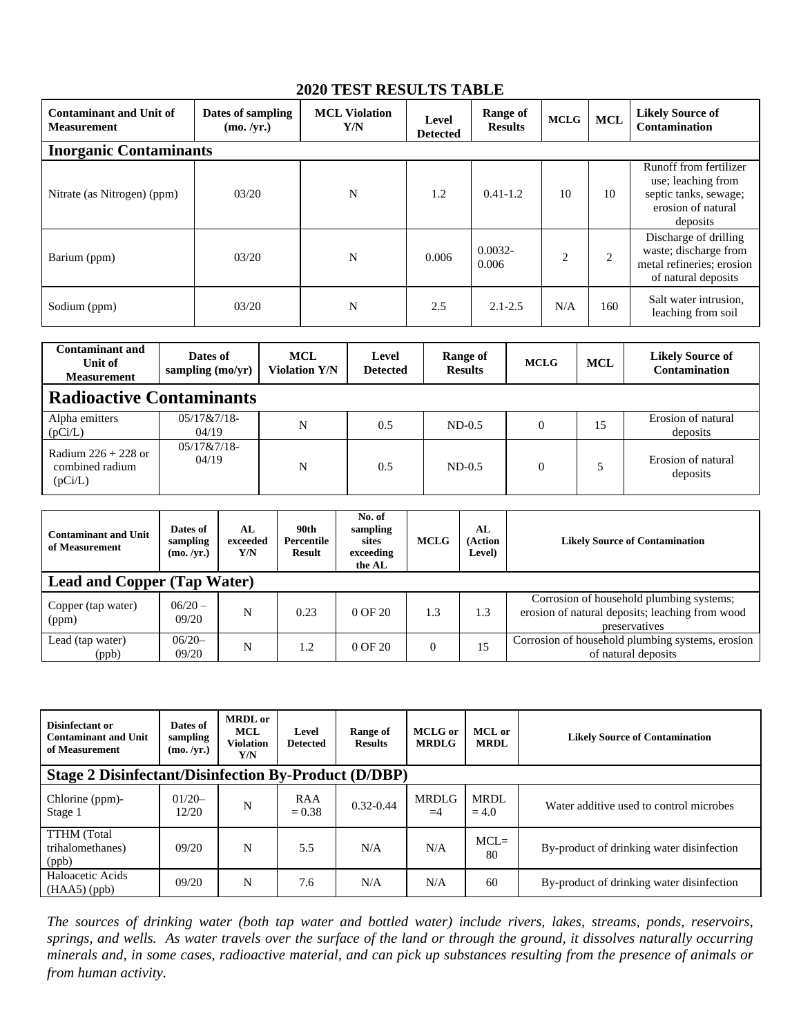## 2020 TEST RESULTS TABLE

| Contaminant and Unit of Measurement | Dates of sampling (mo. /yr.) | MCL Violation Y/N | Level Detected | Range of Results | MCLG | MCL | Likely Source of Contamination |
|---|---|---|---|---|---|---|---|
| **Inorganic Contaminants** | | | | | | | |
| Nitrate (as Nitrogen) (ppm) | 03/20 | N | 1.2 | 0.41-1.2 | 10 | 10 | Runoff from fertilizer use; leaching from septic tanks, sewage; erosion of natural deposits |
| Barium (ppm) | 03/20 | N | 0.006 | 0.0032-0.006 | 2 | 2 | Discharge of drilling waste; discharge from metal refineries; erosion of natural deposits |
| Sodium (ppm) | 03/20 | N | 2.5 | 2.1-2.5 | N/A | 160 | Salt water intrusion, leaching from soil |

| Contaminant and Unit of Measurement | Dates of sampling (mo/yr) | MCL Violation Y/N | Level Detected | Range of Results | MCLG | MCL | Likely Source of Contamination |
|---|---|---|---|---|---|---|---|
| **Radioactive Contaminants** | | | | | | | |
| Alpha emitters (pCi/L) | 05/17&7/18-04/19 | N | 0.5 | ND-0.5 | 0 | 15 | Erosion of natural deposits |
| Radium 226 + 228 or combined radium (pCi/L) | 05/17&7/18-04/19 | N | 0.5 | ND-0.5 | 0 | 5 | Erosion of natural deposits |

| Contaminant and Unit of Measurement | Dates of sampling (mo. /yr.) | AL exceeded Y/N | 90th Percentile Result | No. of sampling sites exceeding the AL | MCLG | AL (Action Level) | Likely Source of Contamination |
|---|---|---|---|---|---|---|---|
| **Lead and Copper (Tap Water)** | | | | | | | |
| Copper (tap water) (ppm) | 06/20 – 09/20 | N | 0.23 | 0 OF 20 | 1.3 | 1.3 | Corrosion of household plumbing systems; erosion of natural deposits; leaching from wood preservatives |
| Lead (tap water) (ppb) | 06/20– 09/20 | N | 1.2 | 0 OF 20 | 0 | 15 | Corrosion of household plumbing systems, erosion of natural deposits |

| Disinfectant or Contaminant and Unit of Measurement | Dates of sampling (mo. /yr.) | MRDL or MCL Violation Y/N | Level Detected | Range of Results | MCLG or MRDLG | MCL or MRDL | Likely Source of Contamination |
|---|---|---|---|---|---|---|---|
| **Stage 2 Disinfectant/Disinfection By-Product (D/DBP)** | | | | | | | |
| Chlorine (ppm)-Stage 1 | 01/20– 12/20 | N | RAA = 0.38 | 0.32-0.44 | MRDLG =4 | MRDL = 4.0 | Water additive used to control microbes |
| TTHM (Total trihalomethanes) (ppb) | 09/20 | N | 5.5 | N/A | N/A | MCL= 80 | By-product of drinking water disinfection |
| Haloacetic Acids (HAA5) (ppb) | 09/20 | N | 7.6 | N/A | N/A | 60 | By-product of drinking water disinfection |

*The sources of drinking water (both tap water and bottled water) include rivers, lakes, streams, ponds, reservoirs, springs, and wells. As water travels over the surface of the land or through the ground, it dissolves naturally occurring minerals and, in some cases, radioactive material, and can pick up substances resulting from the presence of animals or from human activity.*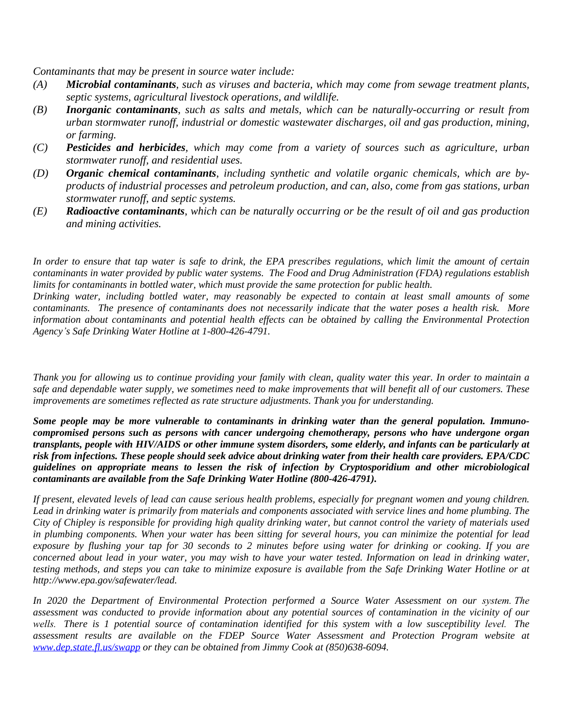*Contaminants that may be present in source water include:*

*(A)* ***Microbial contaminants****, such as viruses and bacteria, which may come from sewage treatment plants, septic systems, agricultural livestock operations, and wildlife.*

*(B)* ***Inorganic contaminants****, such as salts and metals, which can be naturally-occurring or result from urban stormwater runoff, industrial or domestic wastewater discharges, oil and gas production, mining, or farming.*

*(C)* ***Pesticides and herbicides****, which may come from a variety of sources such as agriculture, urban stormwater runoff, and residential uses.*

*(D)* ***Organic chemical contaminants****, including synthetic and volatile organic chemicals, which are by-products of industrial processes and petroleum production, and can, also, come from gas stations, urban stormwater runoff, and septic systems.*

*(E)* ***Radioactive contaminants****, which can be naturally occurring or be the result of oil and gas production and mining activities.*

*In order to ensure that tap water is safe to drink, the EPA prescribes regulations, which limit the amount of certain contaminants in water provided by public water systems. The Food and Drug Administration (FDA) regulations establish limits for contaminants in bottled water, which must provide the same protection for public health.*

*Drinking water, including bottled water, may reasonably be expected to contain at least small amounts of some contaminants. The presence of contaminants does not necessarily indicate that the water poses a health risk. More information about contaminants and potential health effects can be obtained by calling the Environmental Protection Agency's Safe Drinking Water Hotline at 1-800-426-4791.*

*Thank you for allowing us to continue providing your family with clean, quality water this year. In order to maintain a safe and dependable water supply, we sometimes need to make improvements that will benefit all of our customers. These improvements are sometimes reflected as rate structure adjustments. Thank you for understanding.*

***Some people may be more vulnerable to contaminants in drinking water than the general population. Immuno-compromised persons such as persons with cancer undergoing chemotherapy, persons who have undergone organ transplants, people with HIV/AIDS or other immune system disorders, some elderly, and infants can be particularly at risk from infections. These people should seek advice about drinking water from their health care providers. EPA/CDC guidelines on appropriate means to lessen the risk of infection by Cryptosporidium and other microbiological contaminants are available from the Safe Drinking Water Hotline (800-426-4791).***

*If present, elevated levels of lead can cause serious health problems, especially for pregnant women and young children. Lead in drinking water is primarily from materials and components associated with service lines and home plumbing. The City of Chipley is responsible for providing high quality drinking water, but cannot control the variety of materials used in plumbing components. When your water has been sitting for several hours, you can minimize the potential for lead exposure by flushing your tap for 30 seconds to 2 minutes before using water for drinking or cooking. If you are concerned about lead in your water, you may wish to have your water tested. Information on lead in drinking water, testing methods, and steps you can take to minimize exposure is available from the Safe Drinking Water Hotline or at http://www.epa.gov/safewater/lead.*

*In 2020 the Department of Environmental Protection performed a Source Water Assessment on our system. The assessment was conducted to provide information about any potential sources of contamination in the vicinity of our wells. There is 1 potential source of contamination identified for this system with a low susceptibility level. The assessment results are available on the FDEP Source Water Assessment and Protection Program website at [www.dep.state.fl.us/swapp](http://www.dep.state.fl.us/swapp) or they can be obtained from Jimmy Cook at (850)638-6094.*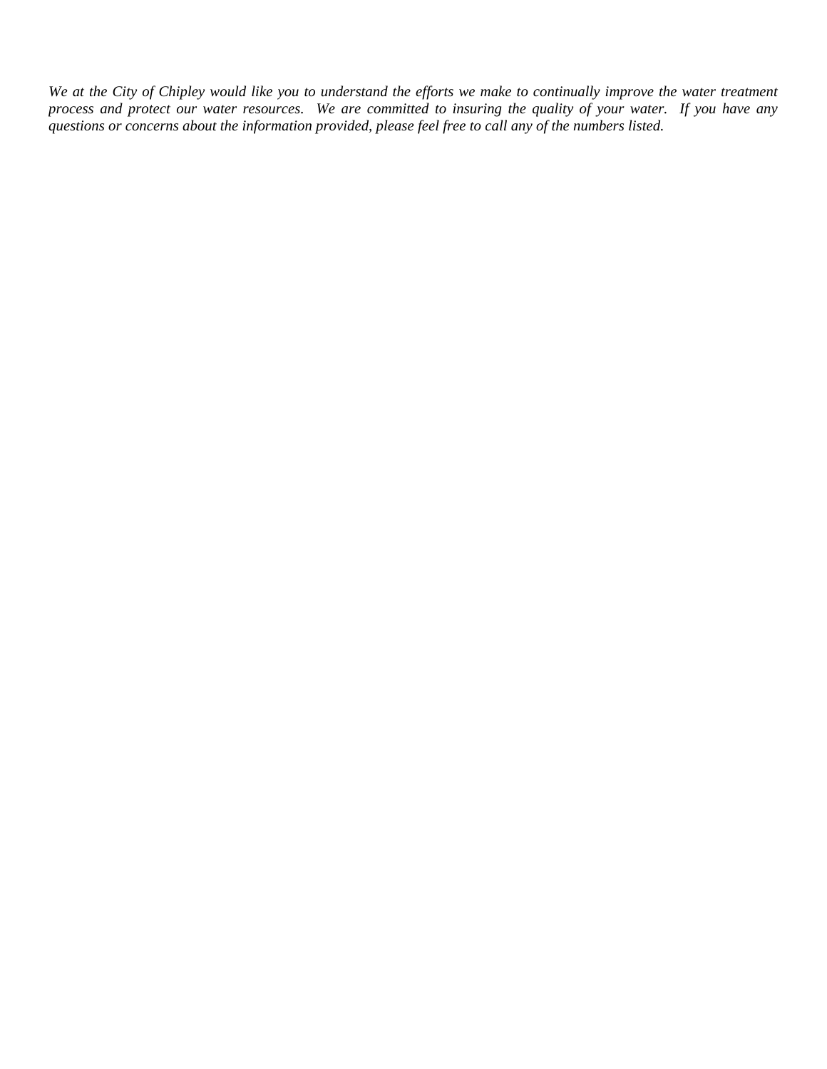*We at the City of Chipley would like you to understand the efforts we make to continually improve the water treatment process and protect our water resources. We are committed to insuring the quality of your water. If you have any questions or concerns about the information provided, please feel free to call any of the numbers listed.*